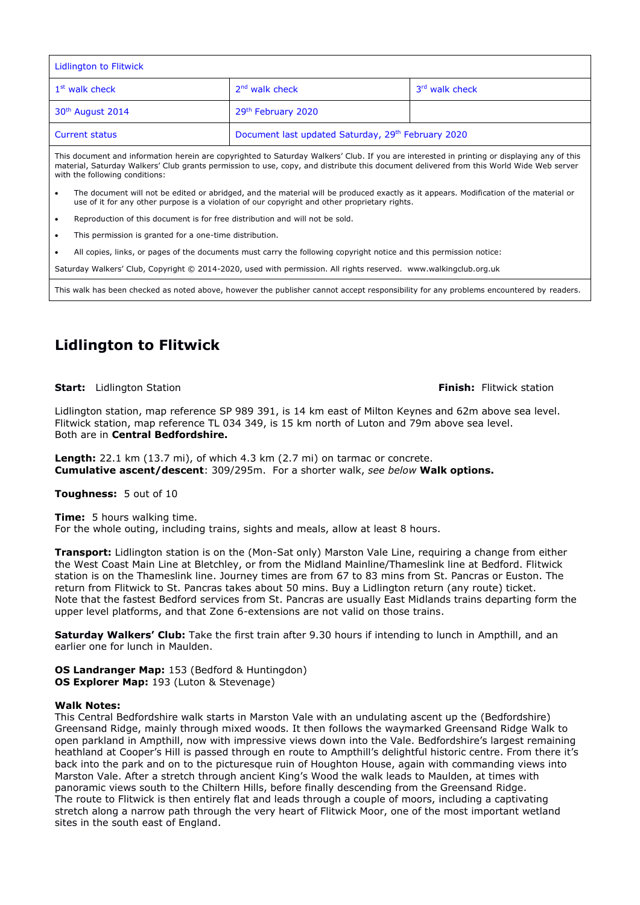| Lidlington to Flitwick | | |
|---|---|---|
| 1st walk check | 2nd walk check | 3rd walk check |
| 30th August 2014 | 29th February 2020 | |
| Current status | Document last updated Saturday, 29th February 2020 | |

This document and information herein are copyrighted to Saturday Walkers' Club. If you are interested in printing or displaying any of this material, Saturday Walkers' Club grants permission to use, copy, and distribute this document delivered from this World Wide Web server with the following conditions:

- The document will not be edited or abridged, and the material will be produced exactly as it appears. Modification of the material or use of it for any other purpose is a violation of our copyright and other proprietary rights.
- Reproduction of this document is for free distribution and will not be sold.
- This permission is granted for a one-time distribution.
- All copies, links, or pages of the documents must carry the following copyright notice and this permission notice:

Saturday Walkers' Club, Copyright © 2014-2020, used with permission. All rights reserved. www.walkingclub.org.uk

This walk has been checked as noted above, however the publisher cannot accept responsibility for any problems encountered by readers.

# Lidlington to Flitwick

**Start:** Lidlington Station

**Finish:** Flitwick station

Lidlington station, map reference SP 989 391, is 14 km east of Milton Keynes and 62m above sea level. Flitwick station, map reference TL 034 349, is 15 km north of Luton and 79m above sea level. Both are in **Central Bedfordshire.**

**Length:** 22.1 km (13.7 mi), of which 4.3 km (2.7 mi) on tarmac or concrete.
**Cumulative ascent/descent**: 309/295m. For a shorter walk, *see below* **Walk options.**

**Toughness:** 5 out of 10

**Time:** 5 hours walking time.
For the whole outing, including trains, sights and meals, allow at least 8 hours.

**Transport:** Lidlington station is on the (Mon-Sat only) Marston Vale Line, requiring a change from either the West Coast Main Line at Bletchley, or from the Midland Mainline/Thameslink line at Bedford. Flitwick station is on the Thameslink line. Journey times are from 67 to 83 mins from St. Pancras or Euston. The return from Flitwick to St. Pancras takes about 50 mins. Buy a Lidlington return (any route) ticket. Note that the fastest Bedford services from St. Pancras are usually East Midlands trains departing form the upper level platforms, and that Zone 6-extensions are not valid on those trains.

**Saturday Walkers' Club:** Take the first train after 9.30 hours if intending to lunch in Ampthill, and an earlier one for lunch in Maulden.

**OS Landranger Map:** 153 (Bedford & Huntingdon)
**OS Explorer Map:** 193 (Luton & Stevenage)

**Walk Notes:**
This Central Bedfordshire walk starts in Marston Vale with an undulating ascent up the (Bedfordshire) Greensand Ridge, mainly through mixed woods. It then follows the waymarked Greensand Ridge Walk to open parkland in Ampthill, now with impressive views down into the Vale. Bedfordshire's largest remaining heathland at Cooper's Hill is passed through en route to Ampthill's delightful historic centre. From there it's back into the park and on to the picturesque ruin of Houghton House, again with commanding views into Marston Vale. After a stretch through ancient King's Wood the walk leads to Maulden, at times with panoramic views south to the Chiltern Hills, before finally descending from the Greensand Ridge.
The route to Flitwick is then entirely flat and leads through a couple of moors, including a captivating stretch along a narrow path through the very heart of Flitwick Moor, one of the most important wetland sites in the south east of England.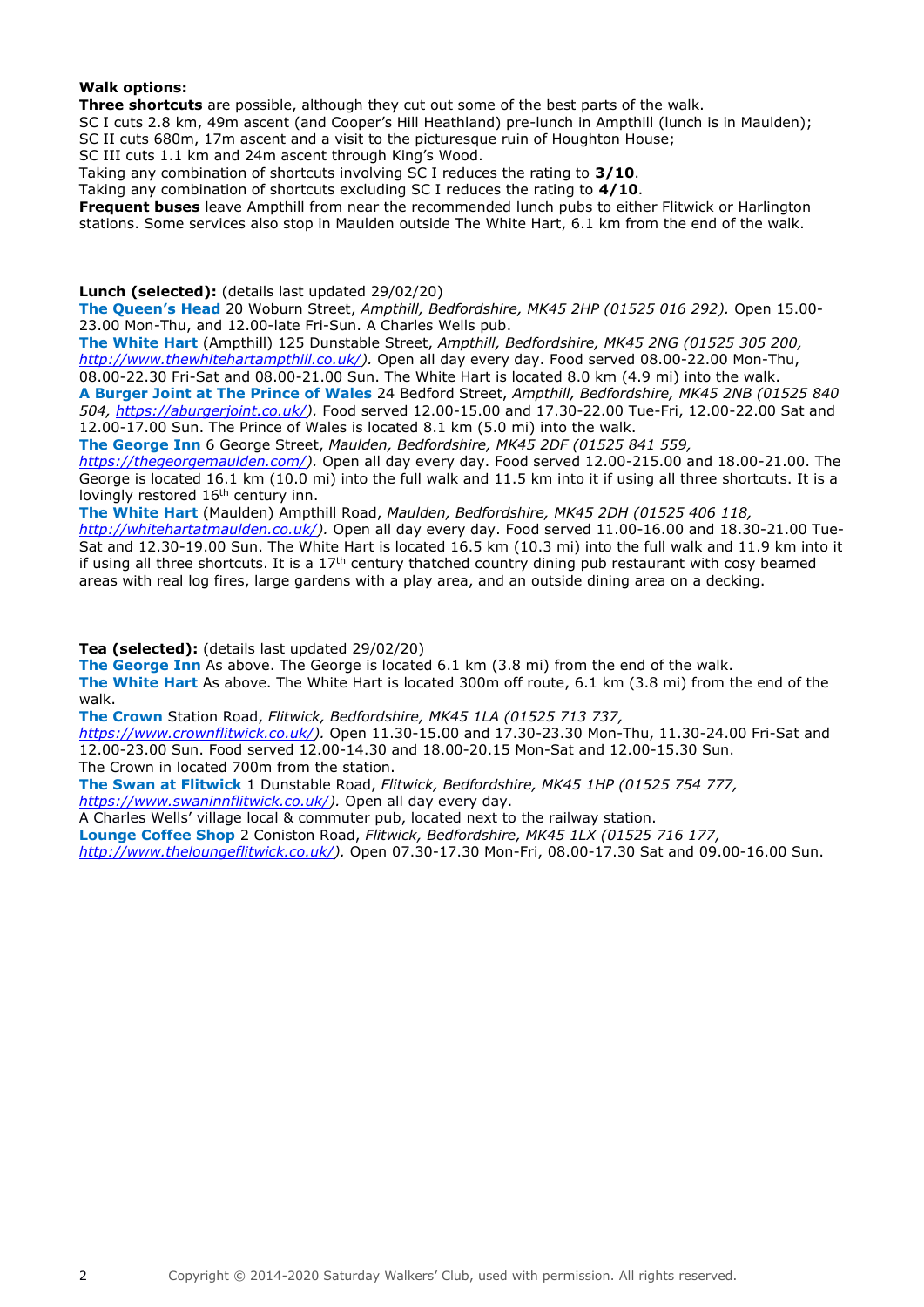**Walk options:**

**Three shortcuts** are possible, although they cut out some of the best parts of the walk.
SC I cuts 2.8 km, 49m ascent (and Cooper's Hill Heathland) pre-lunch in Ampthill (lunch is in Maulden);
SC II cuts 680m, 17m ascent and a visit to the picturesque ruin of Houghton House;
SC III cuts 1.1 km and 24m ascent through King's Wood.
Taking any combination of shortcuts involving SC I reduces the rating to **3/10**.
Taking any combination of shortcuts excluding SC I reduces the rating to **4/10**.

**Frequent buses** leave Ampthill from near the recommended lunch pubs to either Flitwick or Harlington stations. Some services also stop in Maulden outside The White Hart, 6.1 km from the end of the walk.

**Lunch (selected):** (details last updated 29/02/20)

**The Queen's Head** 20 Woburn Street, *Ampthill, Bedfordshire, MK45 2HP (01525 016 292).* Open 15.00-23.00 Mon-Thu, and 12.00-late Fri-Sun. A Charles Wells pub.

**The White Hart** (Ampthill) 125 Dunstable Street, *Ampthill, Bedfordshire, MK45 2NG (01525 305 200, http://www.thewhitehartampthill.co.uk/).* Open all day every day. Food served 08.00-22.00 Mon-Thu, 08.00-22.30 Fri-Sat and 08.00-21.00 Sun. The White Hart is located 8.0 km (4.9 mi) into the walk.

**A Burger Joint at The Prince of Wales** 24 Bedford Street, *Ampthill, Bedfordshire, MK45 2NB (01525 840 504, https://aburgerjoint.co.uk/).* Food served 12.00-15.00 and 17.30-22.00 Tue-Fri, 12.00-22.00 Sat and 12.00-17.00 Sun. The Prince of Wales is located 8.1 km (5.0 mi) into the walk.

**The George Inn** 6 George Street, *Maulden, Bedfordshire, MK45 2DF (01525 841 559, https://thegeorgemaulden.com/).* Open all day every day. Food served 12.00-215.00 and 18.00-21.00. The George is located 16.1 km (10.0 mi) into the full walk and 11.5 km into it if using all three shortcuts. It is a lovingly restored 16th century inn.

**The White Hart** (Maulden) Ampthill Road, *Maulden, Bedfordshire, MK45 2DH (01525 406 118, http://whitehartatmaulden.co.uk/).* Open all day every day. Food served 11.00-16.00 and 18.30-21.00 Tue-Sat and 12.30-19.00 Sun. The White Hart is located 16.5 km (10.3 mi) into the full walk and 11.9 km into it if using all three shortcuts. It is a 17th century thatched country dining pub restaurant with cosy beamed areas with real log fires, large gardens with a play area, and an outside dining area on a decking.

**Tea (selected):** (details last updated 29/02/20)

**The George Inn** As above. The George is located 6.1 km (3.8 mi) from the end of the walk.

**The White Hart** As above. The White Hart is located 300m off route, 6.1 km (3.8 mi) from the end of the walk.

**The Crown** Station Road, *Flitwick, Bedfordshire, MK45 1LA (01525 713 737, https://www.crownflitwick.co.uk/).* Open 11.30-15.00 and 17.30-23.30 Mon-Thu, 11.30-24.00 Fri-Sat and 12.00-23.00 Sun. Food served 12.00-14.30 and 18.00-20.15 Mon-Sat and 12.00-15.30 Sun.
The Crown in located 700m from the station.

**The Swan at Flitwick** 1 Dunstable Road, *Flitwick, Bedfordshire, MK45 1HP (01525 754 777, https://www.swaninnflitwick.co.uk/).* Open all day every day.
A Charles Wells' village local & commuter pub, located next to the railway station.

**Lounge Coffee Shop** 2 Coniston Road, *Flitwick, Bedfordshire, MK45 1LX (01525 716 177, http://www.theloungeflitwick.co.uk/).* Open 07.30-17.30 Mon-Fri, 08.00-17.30 Sat and 09.00-16.00 Sun.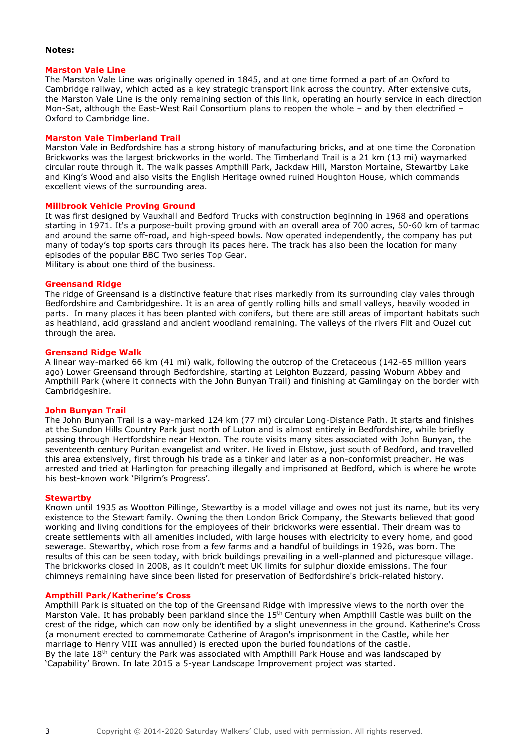**Notes:**

## Marston Vale Line

The Marston Vale Line was originally opened in 1845, and at one time formed a part of an Oxford to Cambridge railway, which acted as a key strategic transport link across the country. After extensive cuts, the Marston Vale Line is the only remaining section of this link, operating an hourly service in each direction Mon-Sat, although the East-West Rail Consortium plans to reopen the whole – and by then electrified – Oxford to Cambridge line.

## Marston Vale Timberland Trail

Marston Vale in Bedfordshire has a strong history of manufacturing bricks, and at one time the Coronation Brickworks was the largest brickworks in the world. The Timberland Trail is a 21 km (13 mi) waymarked circular route through it. The walk passes Ampthill Park, Jackdaw Hill, Marston Mortaine, Stewartby Lake and King's Wood and also visits the English Heritage owned ruined Houghton House, which commands excellent views of the surrounding area.

## Millbrook Vehicle Proving Ground

It was first designed by Vauxhall and Bedford Trucks with construction beginning in 1968 and operations starting in 1971. It's a purpose-built proving ground with an overall area of 700 acres, 50-60 km of tarmac and around the same off-road, and high-speed bowls. Now operated independently, the company has put many of today's top sports cars through its paces here. The track has also been the location for many episodes of the popular BBC Two series Top Gear.
Military is about one third of the business.

## Greensand Ridge

The ridge of Greensand is a distinctive feature that rises markedly from its surrounding clay vales through Bedfordshire and Cambridgeshire. It is an area of gently rolling hills and small valleys, heavily wooded in parts. In many places it has been planted with conifers, but there are still areas of important habitats such as heathland, acid grassland and ancient woodland remaining. The valleys of the rivers Flit and Ouzel cut through the area.

## Grensand Ridge Walk

A linear way-marked 66 km (41 mi) walk, following the outcrop of the Cretaceous (142-65 million years ago) Lower Greensand through Bedfordshire, starting at Leighton Buzzard, passing Woburn Abbey and Ampthill Park (where it connects with the John Bunyan Trail) and finishing at Gamlingay on the border with Cambridgeshire.

## John Bunyan Trail

The John Bunyan Trail is a way-marked 124 km (77 mi) circular Long-Distance Path. It starts and finishes at the Sundon Hills Country Park just north of Luton and is almost entirely in Bedfordshire, while briefly passing through Hertfordshire near Hexton. The route visits many sites associated with John Bunyan, the seventeenth century Puritan evangelist and writer. He lived in Elstow, just south of Bedford, and travelled this area extensively, first through his trade as a tinker and later as a non-conformist preacher. He was arrested and tried at Harlington for preaching illegally and imprisoned at Bedford, which is where he wrote his best-known work 'Pilgrim's Progress'.

## Stewartby

Known until 1935 as Wootton Pillinge, Stewartby is a model village and owes not just its name, but its very existence to the Stewart family. Owning the then London Brick Company, the Stewarts believed that good working and living conditions for the employees of their brickworks were essential. Their dream was to create settlements with all amenities included, with large houses with electricity to every home, and good sewerage. Stewartby, which rose from a few farms and a handful of buildings in 1926, was born. The results of this can be seen today, with brick buildings prevailing in a well-planned and picturesque village. The brickworks closed in 2008, as it couldn't meet UK limits for sulphur dioxide emissions. The four chimneys remaining have since been listed for preservation of Bedfordshire's brick-related history.

## Ampthill Park/Katherine's Cross

Ampthill Park is situated on the top of the Greensand Ridge with impressive views to the north over the Marston Vale. It has probably been parkland since the 15th Century when Ampthill Castle was built on the crest of the ridge, which can now only be identified by a slight unevenness in the ground. Katherine's Cross (a monument erected to commemorate Catherine of Aragon's imprisonment in the Castle, while her marriage to Henry VIII was annulled) is erected upon the buried foundations of the castle.
By the late 18th century the Park was associated with Ampthill Park House and was landscaped by 'Capability' Brown. In late 2015 a 5-year Landscape Improvement project was started.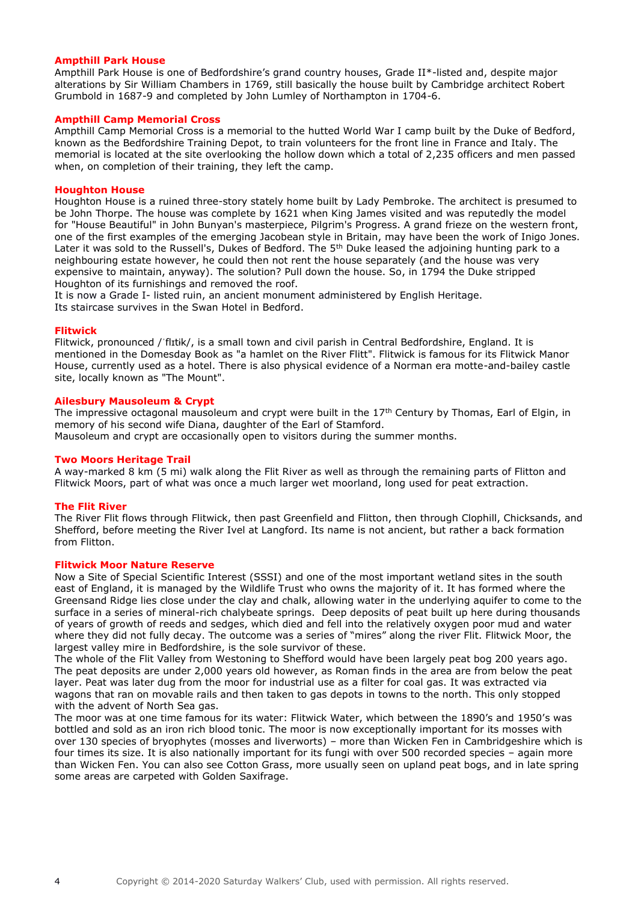### Ampthill Park House

Ampthill Park House is one of Bedfordshire's grand country houses, Grade II*-listed and, despite major alterations by Sir William Chambers in 1769, still basically the house built by Cambridge architect Robert Grumbold in 1687-9 and completed by John Lumley of Northampton in 1704-6.

### Ampthill Camp Memorial Cross

Ampthill Camp Memorial Cross is a memorial to the hutted World War I camp built by the Duke of Bedford, known as the Bedfordshire Training Depot, to train volunteers for the front line in France and Italy. The memorial is located at the site overlooking the hollow down which a total of 2,235 officers and men passed when, on completion of their training, they left the camp.

### Houghton House

Houghton House is a ruined three-story stately home built by Lady Pembroke. The architect is presumed to be John Thorpe. The house was complete by 1621 when King James visited and was reputedly the model for "House Beautiful" in John Bunyan's masterpiece, Pilgrim's Progress. A grand frieze on the western front, one of the first examples of the emerging Jacobean style in Britain, may have been the work of Inigo Jones. Later it was sold to the Russell's, Dukes of Bedford. The 5th Duke leased the adjoining hunting park to a neighbouring estate however, he could then not rent the house separately (and the house was very expensive to maintain, anyway). The solution? Pull down the house. So, in 1794 the Duke stripped Houghton of its furnishings and removed the roof.

It is now a Grade I- listed ruin, an ancient monument administered by English Heritage.

Its staircase survives in the Swan Hotel in Bedford.

### Flitwick

Flitwick, pronounced /ˈflɪtɨk/, is a small town and civil parish in Central Bedfordshire, England. It is mentioned in the Domesday Book as "a hamlet on the River Flitt". Flitwick is famous for its Flitwick Manor House, currently used as a hotel. There is also physical evidence of a Norman era motte-and-bailey castle site, locally known as "The Mount".

### Ailesbury Mausoleum & Crypt

The impressive octagonal mausoleum and crypt were built in the 17th Century by Thomas, Earl of Elgin, in memory of his second wife Diana, daughter of the Earl of Stamford.

Mausoleum and crypt are occasionally open to visitors during the summer months.

### Two Moors Heritage Trail

A way-marked 8 km (5 mi) walk along the Flit River as well as through the remaining parts of Flitton and Flitwick Moors, part of what was once a much larger wet moorland, long used for peat extraction.

### The Flit River

The River Flit flows through Flitwick, then past Greenfield and Flitton, then through Clophill, Chicksands, and Shefford, before meeting the River Ivel at Langford. Its name is not ancient, but rather a back formation from Flitton.

### Flitwick Moor Nature Reserve

Now a Site of Special Scientific Interest (SSSI) and one of the most important wetland sites in the south east of England, it is managed by the Wildlife Trust who owns the majority of it. It has formed where the Greensand Ridge lies close under the clay and chalk, allowing water in the underlying aquifer to come to the surface in a series of mineral-rich chalybeate springs. Deep deposits of peat built up here during thousands of years of growth of reeds and sedges, which died and fell into the relatively oxygen poor mud and water where they did not fully decay. The outcome was a series of "mires" along the river Flit. Flitwick Moor, the largest valley mire in Bedfordshire, is the sole survivor of these.

The whole of the Flit Valley from Westoning to Shefford would have been largely peat bog 200 years ago. The peat deposits are under 2,000 years old however, as Roman finds in the area are from below the peat layer. Peat was later dug from the moor for industrial use as a filter for coal gas. It was extracted via wagons that ran on movable rails and then taken to gas depots in towns to the north. This only stopped with the advent of North Sea gas.

The moor was at one time famous for its water: Flitwick Water, which between the 1890's and 1950's was bottled and sold as an iron rich blood tonic. The moor is now exceptionally important for its mosses with over 130 species of bryophytes (mosses and liverworts) – more than Wicken Fen in Cambridgeshire which is four times its size. It is also nationally important for its fungi with over 500 recorded species – again more than Wicken Fen. You can also see Cotton Grass, more usually seen on upland peat bogs, and in late spring some areas are carpeted with Golden Saxifrage.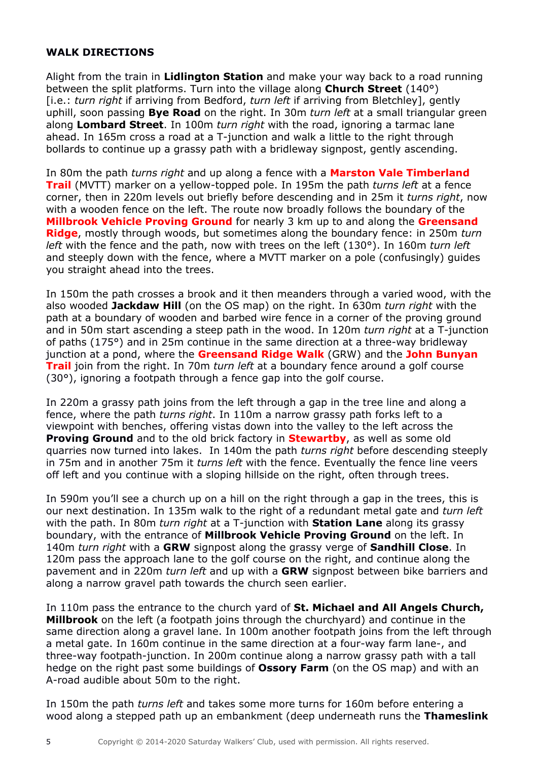### WALK DIRECTIONS

Alight from the train in **Lidlington Station** and make your way back to a road running between the split platforms. Turn into the village along **Church Street** (140°) [i.e.: *turn right* if arriving from Bedford, *turn left* if arriving from Bletchley], gently uphill, soon passing **Bye Road** on the right. In 30m *turn left* at a small triangular green along **Lombard Street**. In 100m *turn right* with the road, ignoring a tarmac lane ahead. In 165m cross a road at a T-junction and walk a little to the right through bollards to continue up a grassy path with a bridleway signpost, gently ascending.

In 80m the path *turns right* and up along a fence with a **Marston Vale Timberland Trail** (MVTT) marker on a yellow-topped pole. In 195m the path *turns left* at a fence corner, then in 220m levels out briefly before descending and in 25m it *turns right*, now with a wooden fence on the left. The route now broadly follows the boundary of the **Millbrook Vehicle Proving Ground** for nearly 3 km up to and along the **Greensand Ridge**, mostly through woods, but sometimes along the boundary fence: in 250m *turn left* with the fence and the path, now with trees on the left (130°). In 160m *turn left* and steeply down with the fence, where a MVTT marker on a pole (confusingly) guides you straight ahead into the trees.

In 150m the path crosses a brook and it then meanders through a varied wood, with the also wooded **Jackdaw Hill** (on the OS map) on the right. In 630m *turn right* with the path at a boundary of wooden and barbed wire fence in a corner of the proving ground and in 50m start ascending a steep path in the wood. In 120m *turn right* at a T-junction of paths (175°) and in 25m continue in the same direction at a three-way bridleway junction at a pond, where the **Greensand Ridge Walk** (GRW) and the **John Bunyan Trail** join from the right. In 70m *turn left* at a boundary fence around a golf course (30°), ignoring a footpath through a fence gap into the golf course.

In 220m a grassy path joins from the left through a gap in the tree line and along a fence, where the path *turns right*. In 110m a narrow grassy path forks left to a viewpoint with benches, offering vistas down into the valley to the left across the **Proving Ground** and to the old brick factory in **Stewartby**, as well as some old quarries now turned into lakes. In 140m the path *turns right* before descending steeply in 75m and in another 75m it *turns left* with the fence. Eventually the fence line veers off left and you continue with a sloping hillside on the right, often through trees.

In 590m you'll see a church up on a hill on the right through a gap in the trees, this is our next destination. In 135m walk to the right of a redundant metal gate and *turn left* with the path. In 80m *turn right* at a T-junction with **Station Lane** along its grassy boundary, with the entrance of **Millbrook Vehicle Proving Ground** on the left. In 140m *turn right* with a **GRW** signpost along the grassy verge of **Sandhill Close**. In 120m pass the approach lane to the golf course on the right, and continue along the pavement and in 220m *turn left* and up with a **GRW** signpost between bike barriers and along a narrow gravel path towards the church seen earlier.

In 110m pass the entrance to the church yard of **St. Michael and All Angels Church, Millbrook** on the left (a footpath joins through the churchyard) and continue in the same direction along a gravel lane. In 100m another footpath joins from the left through a metal gate. In 160m continue in the same direction at a four-way farm lane-, and three-way footpath-junction. In 200m continue along a narrow grassy path with a tall hedge on the right past some buildings of **Ossory Farm** (on the OS map) and with an A-road audible about 50m to the right.

In 150m the path *turns left* and takes some more turns for 160m before entering a wood along a stepped path up an embankment (deep underneath runs the **Thameslink**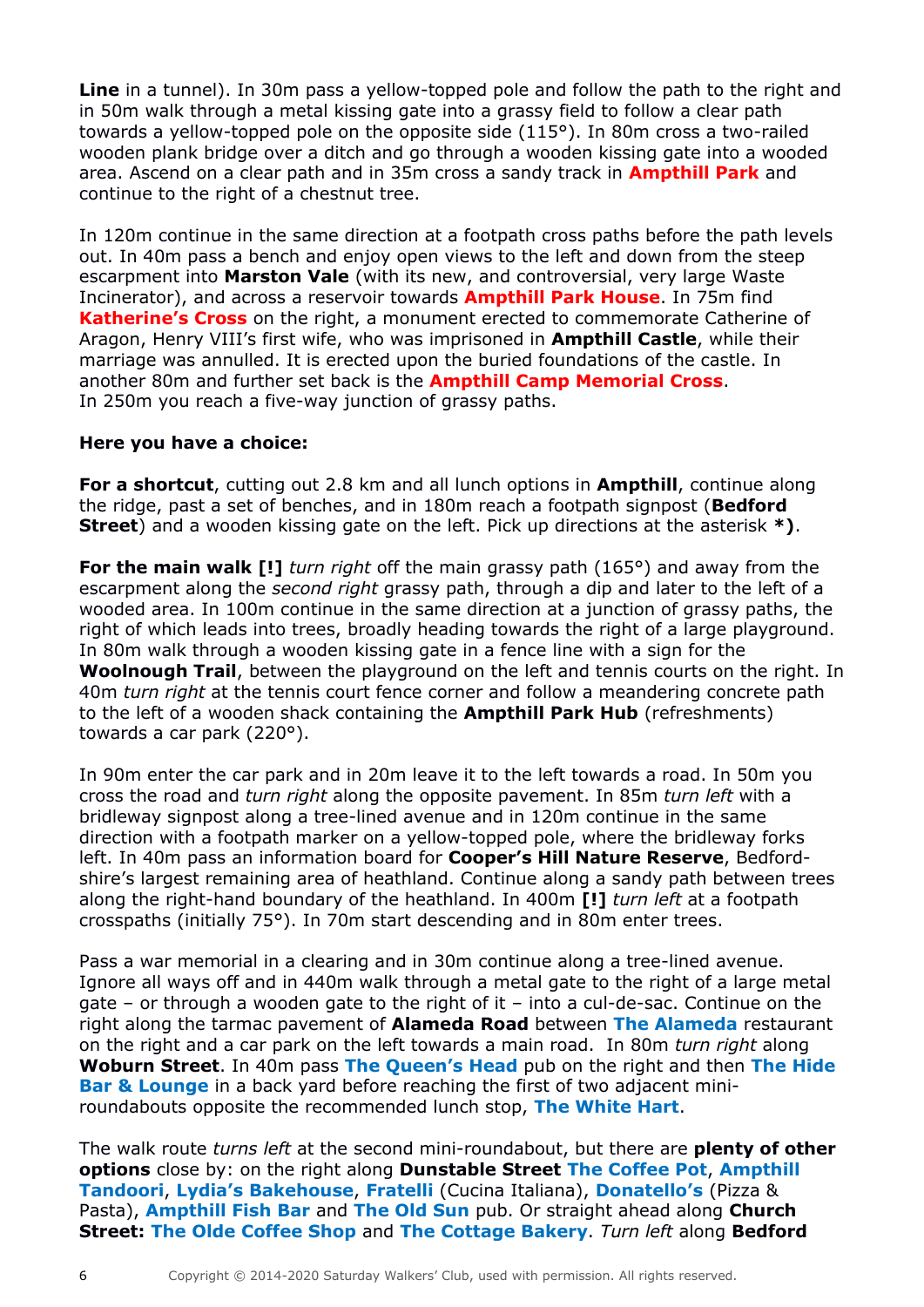**Line** in a tunnel). In 30m pass a yellow-topped pole and follow the path to the right and in 50m walk through a metal kissing gate into a grassy field to follow a clear path towards a yellow-topped pole on the opposite side (115°). In 80m cross a two-railed wooden plank bridge over a ditch and go through a wooden kissing gate into a wooded area. Ascend on a clear path and in 35m cross a sandy track in **Ampthill Park** and continue to the right of a chestnut tree.

In 120m continue in the same direction at a footpath cross paths before the path levels out. In 40m pass a bench and enjoy open views to the left and down from the steep escarpment into **Marston Vale** (with its new, and controversial, very large Waste Incinerator), and across a reservoir towards **Ampthill Park House**. In 75m find **Katherine's Cross** on the right, a monument erected to commemorate Catherine of Aragon, Henry VIII's first wife, who was imprisoned in **Ampthill Castle**, while their marriage was annulled. It is erected upon the buried foundations of the castle. In another 80m and further set back is the **Ampthill Camp Memorial Cross**.
In 250m you reach a five-way junction of grassy paths.

**Here you have a choice:**

**For a shortcut**, cutting out 2.8 km and all lunch options in **Ampthill**, continue along the ridge, past a set of benches, and in 180m reach a footpath signpost (**Bedford Street**) and a wooden kissing gate on the left. Pick up directions at the asterisk **\*)**.

**For the main walk [!]** *turn right* off the main grassy path (165°) and away from the escarpment along the *second right* grassy path, through a dip and later to the left of a wooded area. In 100m continue in the same direction at a junction of grassy paths, the right of which leads into trees, broadly heading towards the right of a large playground. In 80m walk through a wooden kissing gate in a fence line with a sign for the **Woolnough Trail**, between the playground on the left and tennis courts on the right. In 40m *turn right* at the tennis court fence corner and follow a meandering concrete path to the left of a wooden shack containing the **Ampthill Park Hub** (refreshments) towards a car park (220°).

In 90m enter the car park and in 20m leave it to the left towards a road. In 50m you cross the road and *turn right* along the opposite pavement. In 85m *turn left* with a bridleway signpost along a tree-lined avenue and in 120m continue in the same direction with a footpath marker on a yellow-topped pole, where the bridleway forks left. In 40m pass an information board for **Cooper's Hill Nature Reserve**, Bedford-shire's largest remaining area of heathland. Continue along a sandy path between trees along the right-hand boundary of the heathland. In 400m **[!]** *turn left* at a footpath crosspaths (initially 75°). In 70m start descending and in 80m enter trees.

Pass a war memorial in a clearing and in 30m continue along a tree-lined avenue. Ignore all ways off and in 440m walk through a metal gate to the right of a large metal gate – or through a wooden gate to the right of it – into a cul-de-sac. Continue on the right along the tarmac pavement of **Alameda Road** between **The Alameda** restaurant on the right and a car park on the left towards a main road. In 80m *turn right* along **Woburn Street**. In 40m pass **The Queen's Head** pub on the right and then **The Hide Bar & Lounge** in a back yard before reaching the first of two adjacent mini-roundabouts opposite the recommended lunch stop, **The White Hart**.

The walk route *turns left* at the second mini-roundabout, but there are **plenty of other options** close by: on the right along **Dunstable Street** **The Coffee Pot**, **Ampthill Tandoori**, **Lydia's Bakehouse**, **Fratelli** (Cucina Italiana), **Donatello's** (Pizza & Pasta), **Ampthill Fish Bar** and **The Old Sun** pub. Or straight ahead along **Church Street:** **The Olde Coffee Shop** and **The Cottage Bakery**. *Turn left* along **Bedford**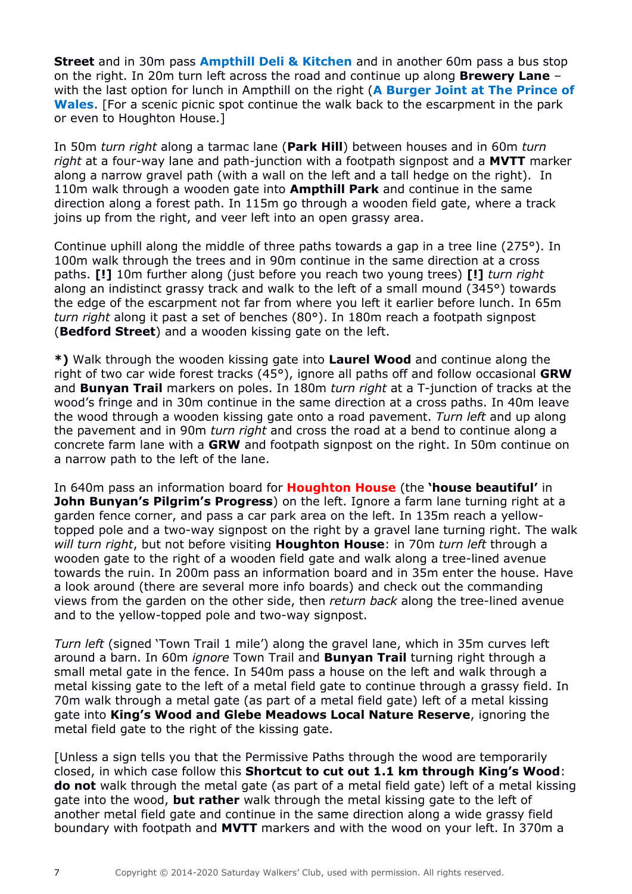**Street** and in 30m pass **Ampthill Deli & Kitchen** and in another 60m pass a bus stop on the right. In 20m turn left across the road and continue up along **Brewery Lane** – with the last option for lunch in Ampthill on the right (**A Burger Joint at The Prince of Wales**. [For a scenic picnic spot continue the walk back to the escarpment in the park or even to Houghton House.]

In 50m *turn right* along a tarmac lane (**Park Hill**) between houses and in 60m *turn right* at a four-way lane and path-junction with a footpath signpost and a **MVTT** marker along a narrow gravel path (with a wall on the left and a tall hedge on the right). In 110m walk through a wooden gate into **Ampthill Park** and continue in the same direction along a forest path. In 115m go through a wooden field gate, where a track joins up from the right, and veer left into an open grassy area.

Continue uphill along the middle of three paths towards a gap in a tree line (275°). In 100m walk through the trees and in 90m continue in the same direction at a cross paths. **[!]** 10m further along (just before you reach two young trees) **[!]** *turn right* along an indistinct grassy track and walk to the left of a small mound (345°) towards the edge of the escarpment not far from where you left it earlier before lunch. In 65m *turn right* along it past a set of benches (80°). In 180m reach a footpath signpost (**Bedford Street**) and a wooden kissing gate on the left.

**\*)** Walk through the wooden kissing gate into **Laurel Wood** and continue along the right of two car wide forest tracks (45°), ignore all paths off and follow occasional **GRW** and **Bunyan Trail** markers on poles. In 180m *turn right* at a T-junction of tracks at the wood's fringe and in 30m continue in the same direction at a cross paths. In 40m leave the wood through a wooden kissing gate onto a road pavement. *Turn left* and up along the pavement and in 90m *turn right* and cross the road at a bend to continue along a concrete farm lane with a **GRW** and footpath signpost on the right. In 50m continue on a narrow path to the left of the lane.

In 640m pass an information board for **Houghton House** (the **'house beautiful'** in **John Bunyan's Pilgrim's Progress**) on the left. Ignore a farm lane turning right at a garden fence corner, and pass a car park area on the left. In 135m reach a yellow-topped pole and a two-way signpost on the right by a gravel lane turning right. The walk *will turn right*, but not before visiting **Houghton House**: in 70m *turn left* through a wooden gate to the right of a wooden field gate and walk along a tree-lined avenue towards the ruin. In 200m pass an information board and in 35m enter the house. Have a look around (there are several more info boards) and check out the commanding views from the garden on the other side, then *return back* along the tree-lined avenue and to the yellow-topped pole and two-way signpost.

*Turn left* (signed 'Town Trail 1 mile') along the gravel lane, which in 35m curves left around a barn. In 60m *ignore* Town Trail and **Bunyan Trail** turning right through a small metal gate in the fence. In 540m pass a house on the left and walk through a metal kissing gate to the left of a metal field gate to continue through a grassy field. In 70m walk through a metal gate (as part of a metal field gate) left of a metal kissing gate into **King's Wood and Glebe Meadows Local Nature Reserve**, ignoring the metal field gate to the right of the kissing gate.

[Unless a sign tells you that the Permissive Paths through the wood are temporarily closed, in which case follow this **Shortcut to cut out 1.1 km through King's Wood**: **do not** walk through the metal gate (as part of a metal field gate) left of a metal kissing gate into the wood, **but rather** walk through the metal kissing gate to the left of another metal field gate and continue in the same direction along a wide grassy field boundary with footpath and **MVTT** markers and with the wood on your left. In 370m a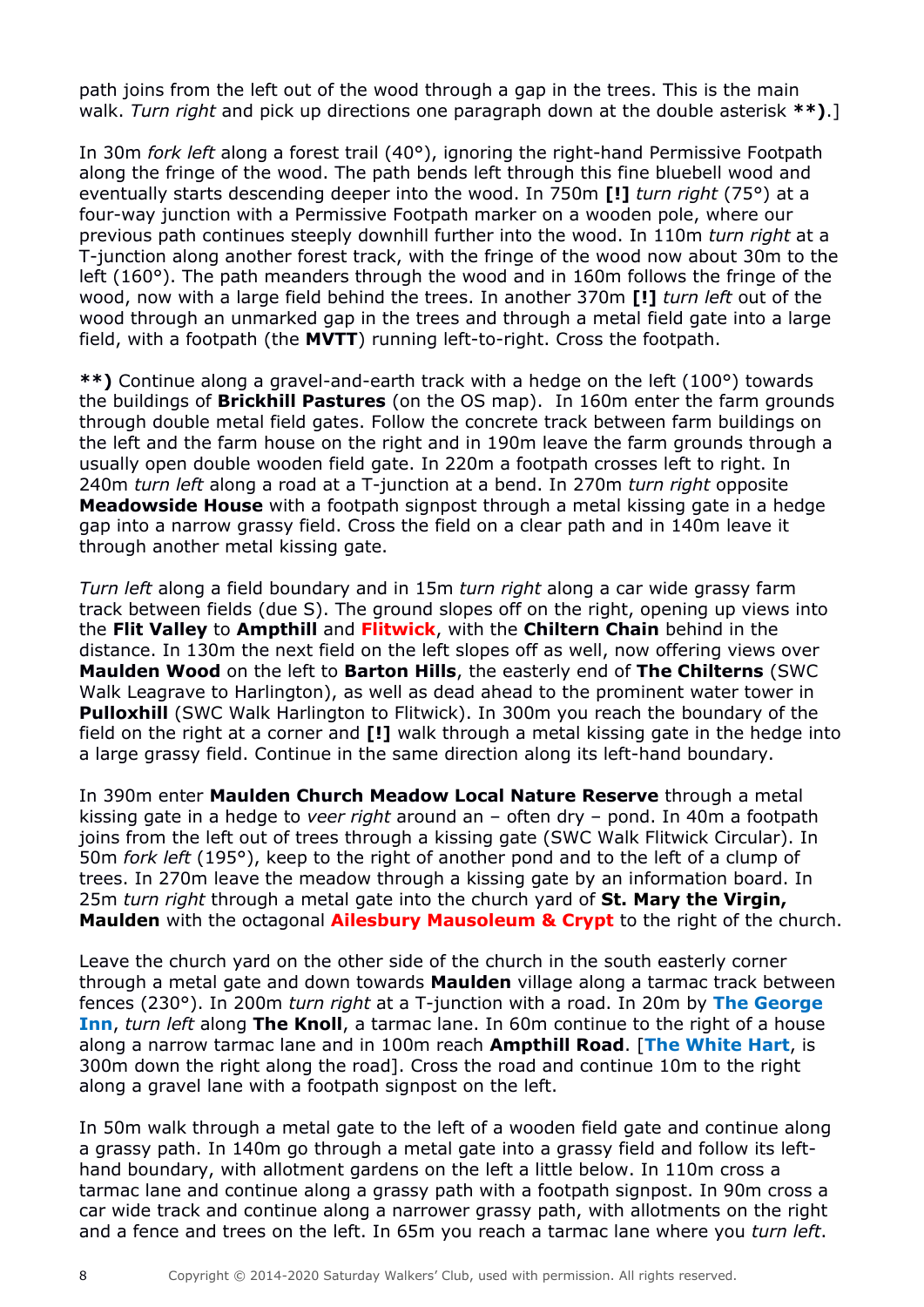path joins from the left out of the wood through a gap in the trees. This is the main walk. *Turn right* and pick up directions one paragraph down at the double asterisk **\*\*)**.]

In 30m *fork left* along a forest trail (40°), ignoring the right-hand Permissive Footpath along the fringe of the wood. The path bends left through this fine bluebell wood and eventually starts descending deeper into the wood. In 750m **[!]** *turn right* (75°) at a four-way junction with a Permissive Footpath marker on a wooden pole, where our previous path continues steeply downhill further into the wood. In 110m *turn right* at a T-junction along another forest track, with the fringe of the wood now about 30m to the left (160°). The path meanders through the wood and in 160m follows the fringe of the wood, now with a large field behind the trees. In another 370m **[!]** *turn left* out of the wood through an unmarked gap in the trees and through a metal field gate into a large field, with a footpath (the **MVTT**) running left-to-right. Cross the footpath.

**\*\*)** Continue along a gravel-and-earth track with a hedge on the left (100°) towards the buildings of **Brickhill Pastures** (on the OS map). In 160m enter the farm grounds through double metal field gates. Follow the concrete track between farm buildings on the left and the farm house on the right and in 190m leave the farm grounds through a usually open double wooden field gate. In 220m a footpath crosses left to right. In 240m *turn left* along a road at a T-junction at a bend. In 270m *turn right* opposite **Meadowside House** with a footpath signpost through a metal kissing gate in a hedge gap into a narrow grassy field. Cross the field on a clear path and in 140m leave it through another metal kissing gate.

*Turn left* along a field boundary and in 15m *turn right* along a car wide grassy farm track between fields (due S). The ground slopes off on the right, opening up views into the **Flit Valley** to **Ampthill** and **Flitwick**, with the **Chiltern Chain** behind in the distance. In 130m the next field on the left slopes off as well, now offering views over **Maulden Wood** on the left to **Barton Hills**, the easterly end of **The Chilterns** (SWC Walk Leagrave to Harlington), as well as dead ahead to the prominent water tower in **Pulloxhill** (SWC Walk Harlington to Flitwick). In 300m you reach the boundary of the field on the right at a corner and **[!]** walk through a metal kissing gate in the hedge into a large grassy field. Continue in the same direction along its left-hand boundary.

In 390m enter **Maulden Church Meadow Local Nature Reserve** through a metal kissing gate in a hedge to *veer right* around an – often dry – pond. In 40m a footpath joins from the left out of trees through a kissing gate (SWC Walk Flitwick Circular). In 50m *fork left* (195°), keep to the right of another pond and to the left of a clump of trees. In 270m leave the meadow through a kissing gate by an information board. In 25m *turn right* through a metal gate into the church yard of **St. Mary the Virgin, Maulden** with the octagonal **Ailesbury Mausoleum & Crypt** to the right of the church.

Leave the church yard on the other side of the church in the south easterly corner through a metal gate and down towards **Maulden** village along a tarmac track between fences (230°). In 200m *turn right* at a T-junction with a road. In 20m by **The George Inn**, *turn left* along **The Knoll**, a tarmac lane. In 60m continue to the right of a house along a narrow tarmac lane and in 100m reach **Ampthill Road**. [**The White Hart**, is 300m down the right along the road]. Cross the road and continue 10m to the right along a gravel lane with a footpath signpost on the left.

In 50m walk through a metal gate to the left of a wooden field gate and continue along a grassy path. In 140m go through a metal gate into a grassy field and follow its left-hand boundary, with allotment gardens on the left a little below. In 110m cross a tarmac lane and continue along a grassy path with a footpath signpost. In 90m cross a car wide track and continue along a narrower grassy path, with allotments on the right and a fence and trees on the left. In 65m you reach a tarmac lane where you *turn left*.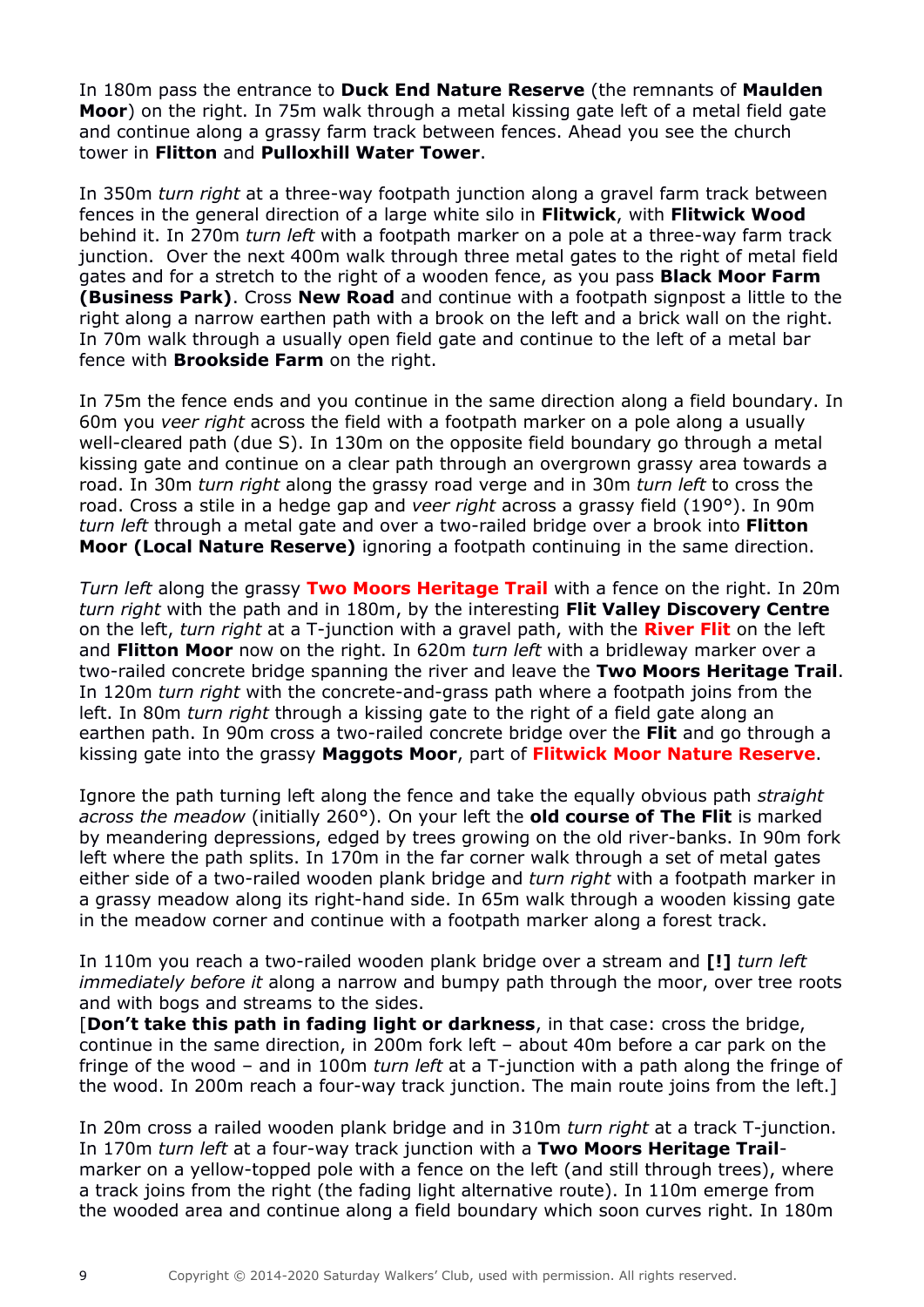In 180m pass the entrance to **Duck End Nature Reserve** (the remnants of **Maulden Moor**) on the right. In 75m walk through a metal kissing gate left of a metal field gate and continue along a grassy farm track between fences. Ahead you see the church tower in **Flitton** and **Pulloxhill Water Tower**.

In 350m *turn right* at a three-way footpath junction along a gravel farm track between fences in the general direction of a large white silo in **Flitwick**, with **Flitwick Wood** behind it. In 270m *turn left* with a footpath marker on a pole at a three-way farm track junction. Over the next 400m walk through three metal gates to the right of metal field gates and for a stretch to the right of a wooden fence, as you pass **Black Moor Farm (Business Park)**. Cross **New Road** and continue with a footpath signpost a little to the right along a narrow earthen path with a brook on the left and a brick wall on the right. In 70m walk through a usually open field gate and continue to the left of a metal bar fence with **Brookside Farm** on the right.

In 75m the fence ends and you continue in the same direction along a field boundary. In 60m you *veer right* across the field with a footpath marker on a pole along a usually well-cleared path (due S). In 130m on the opposite field boundary go through a metal kissing gate and continue on a clear path through an overgrown grassy area towards a road. In 30m *turn right* along the grassy road verge and in 30m *turn left* to cross the road. Cross a stile in a hedge gap and *veer right* across a grassy field (190°). In 90m *turn left* through a metal gate and over a two-railed bridge over a brook into **Flitton Moor (Local Nature Reserve)** ignoring a footpath continuing in the same direction.

*Turn left* along the grassy **Two Moors Heritage Trail** with a fence on the right. In 20m *turn right* with the path and in 180m, by the interesting **Flit Valley Discovery Centre** on the left, *turn right* at a T-junction with a gravel path, with the **River Flit** on the left and **Flitton Moor** now on the right. In 620m *turn left* with a bridleway marker over a two-railed concrete bridge spanning the river and leave the **Two Moors Heritage Trail**. In 120m *turn right* with the concrete-and-grass path where a footpath joins from the left. In 80m *turn right* through a kissing gate to the right of a field gate along an earthen path. In 90m cross a two-railed concrete bridge over the **Flit** and go through a kissing gate into the grassy **Maggots Moor**, part of **Flitwick Moor Nature Reserve**.

Ignore the path turning left along the fence and take the equally obvious path *straight across the meadow* (initially 260°). On your left the **old course of The Flit** is marked by meandering depressions, edged by trees growing on the old river-banks. In 90m fork left where the path splits. In 170m in the far corner walk through a set of metal gates either side of a two-railed wooden plank bridge and *turn right* with a footpath marker in a grassy meadow along its right-hand side. In 65m walk through a wooden kissing gate in the meadow corner and continue with a footpath marker along a forest track.

In 110m you reach a two-railed wooden plank bridge over a stream and **[!]** *turn left immediately before it* along a narrow and bumpy path through the moor, over tree roots and with bogs and streams to the sides.
[**Don't take this path in fading light or darkness**, in that case: cross the bridge, continue in the same direction, in 200m fork left – about 40m before a car park on the fringe of the wood – and in 100m *turn left* at a T-junction with a path along the fringe of the wood. In 200m reach a four-way track junction. The main route joins from the left.]

In 20m cross a railed wooden plank bridge and in 310m *turn right* at a track T-junction. In 170m *turn left* at a four-way track junction with a **Two Moors Heritage Trail**-marker on a yellow-topped pole with a fence on the left (and still through trees), where a track joins from the right (the fading light alternative route). In 110m emerge from the wooded area and continue along a field boundary which soon curves right. In 180m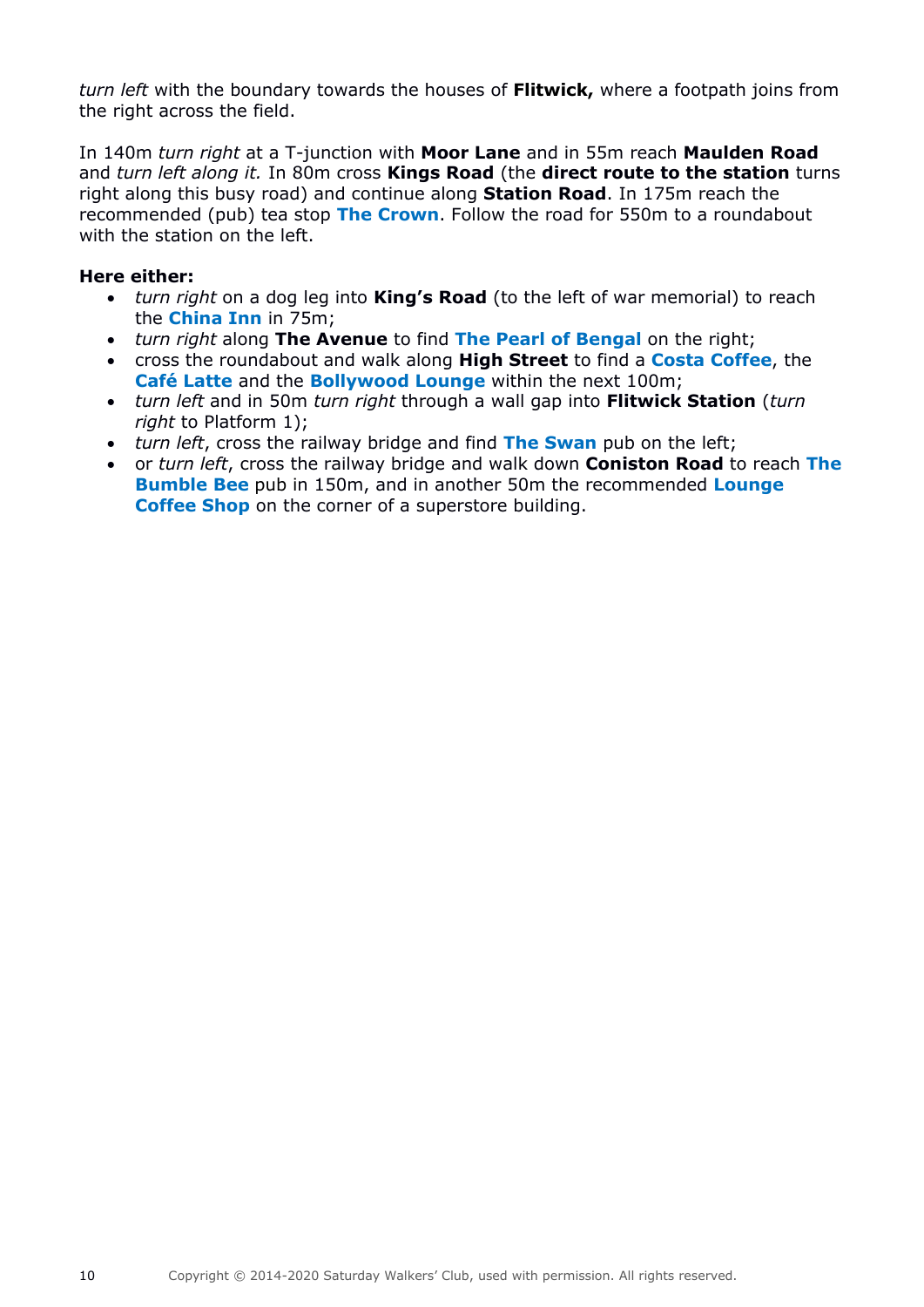*turn left* with the boundary towards the houses of **Flitwick,** where a footpath joins from the right across the field.

In 140m *turn right* at a T-junction with **Moor Lane** and in 55m reach **Maulden Road** and *turn left along it.* In 80m cross **Kings Road** (the **direct route to the station** turns right along this busy road) and continue along **Station Road**. In 175m reach the recommended (pub) tea stop **The Crown**. Follow the road for 550m to a roundabout with the station on the left.

**Here either:**

- *turn right* on a dog leg into **King's Road** (to the left of war memorial) to reach the **China Inn** in 75m;
- *turn right* along **The Avenue** to find **The Pearl of Bengal** on the right;
- cross the roundabout and walk along **High Street** to find a **Costa Coffee**, the **Café Latte** and the **Bollywood Lounge** within the next 100m;
- *turn left* and in 50m *turn right* through a wall gap into **Flitwick Station** (*turn right* to Platform 1);
- *turn left*, cross the railway bridge and find **The Swan** pub on the left;
- or *turn left*, cross the railway bridge and walk down **Coniston Road** to reach **The Bumble Bee** pub in 150m, and in another 50m the recommended **Lounge Coffee Shop** on the corner of a superstore building.

Copyright © 2014-2020 Saturday Walkers' Club, used with permission. All rights reserved.